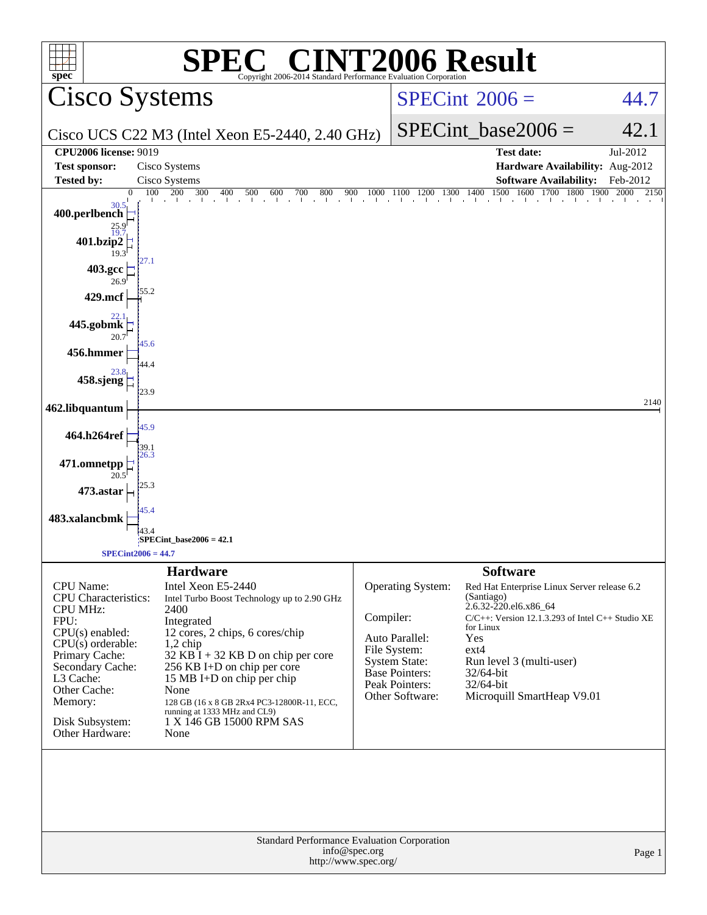# SPEC® CINT2006 Result

Copyright 2006-2014 Standard Performance Evaluation Corporation

## Cisco Systems

Cisco UCS C22 M3 (Intel Xeon E5-2440, 2.40 GHz)

SPECint_2006 = 44.7

SPECint_base2006 = 42.1

| | | | |
|---|---|---|---|
| **CPU2006 license:** 9019 | | **Test date:** | Jul-2012 |
| **Test sponsor:** | Cisco Systems | **Hardware Availability:** | Aug-2012 |
| **Tested by:** | Cisco Systems | **Software Availability:** | Feb-2012 |

| Benchmark | Peak | Base |
|---|---|---|
| 400.perlbench | 30.5 | 25.9 |
| 401.bzip2 | 19.7 | 19.3 |
| 403.gcc | 27.1 | 26.9 |
| 429.mcf | 55.2 | |
| 445.gobmk | 22.1 | 20.7 |
| 456.hmmer | 45.6 | 44.4 |
| 458.sjeng | 23.8 | 23.9 |
| 462.libquantum | 2140 | |
| 464.h264ref | 45.9 | 39.1 |
| 471.omnetpp | 26.3 | 20.5 |
| 473.astar | 25.3 | |
| 483.xalancbmk | 45.4 | 43.4 |

SPECint_base2006 = 42.1

SPECint2006 = 44.7

## Hardware

| | |
|---|---|
| CPU Name: | Intel Xeon E5-2440 |
| CPU Characteristics: | Intel Turbo Boost Technology up to 2.90 GHz |
| CPU MHz: | 2400 |
| FPU: | Integrated |
| CPU(s) enabled: | 12 cores, 2 chips, 6 cores/chip |
| CPU(s) orderable: | 1,2 chip |
| Primary Cache: | 32 KB I + 32 KB D on chip per core |
| Secondary Cache: | 256 KB I+D on chip per core |
| L3 Cache: | 15 MB I+D on chip per chip |
| Other Cache: | None |
| Memory: | 128 GB (16 x 8 GB 2Rx4 PC3-12800R-11, ECC, running at 1333 MHz and CL9) |
| Disk Subsystem: | 1 X 146 GB 15000 RPM SAS |
| Other Hardware: | None |

## Software

| | |
|---|---|
| Operating System: | Red Hat Enterprise Linux Server release 6.2 (Santiago) 2.6.32-220.el6.x86_64 |
| Compiler: | C/C++: Version 12.1.3.293 of Intel C++ Studio XE for Linux |
| Auto Parallel: | Yes |
| File System: | ext4 |
| System State: | Run level 3 (multi-user) |
| Base Pointers: | 32/64-bit |
| Peak Pointers: | 32/64-bit |
| Other Software: | Microquill SmartHeap V9.01 |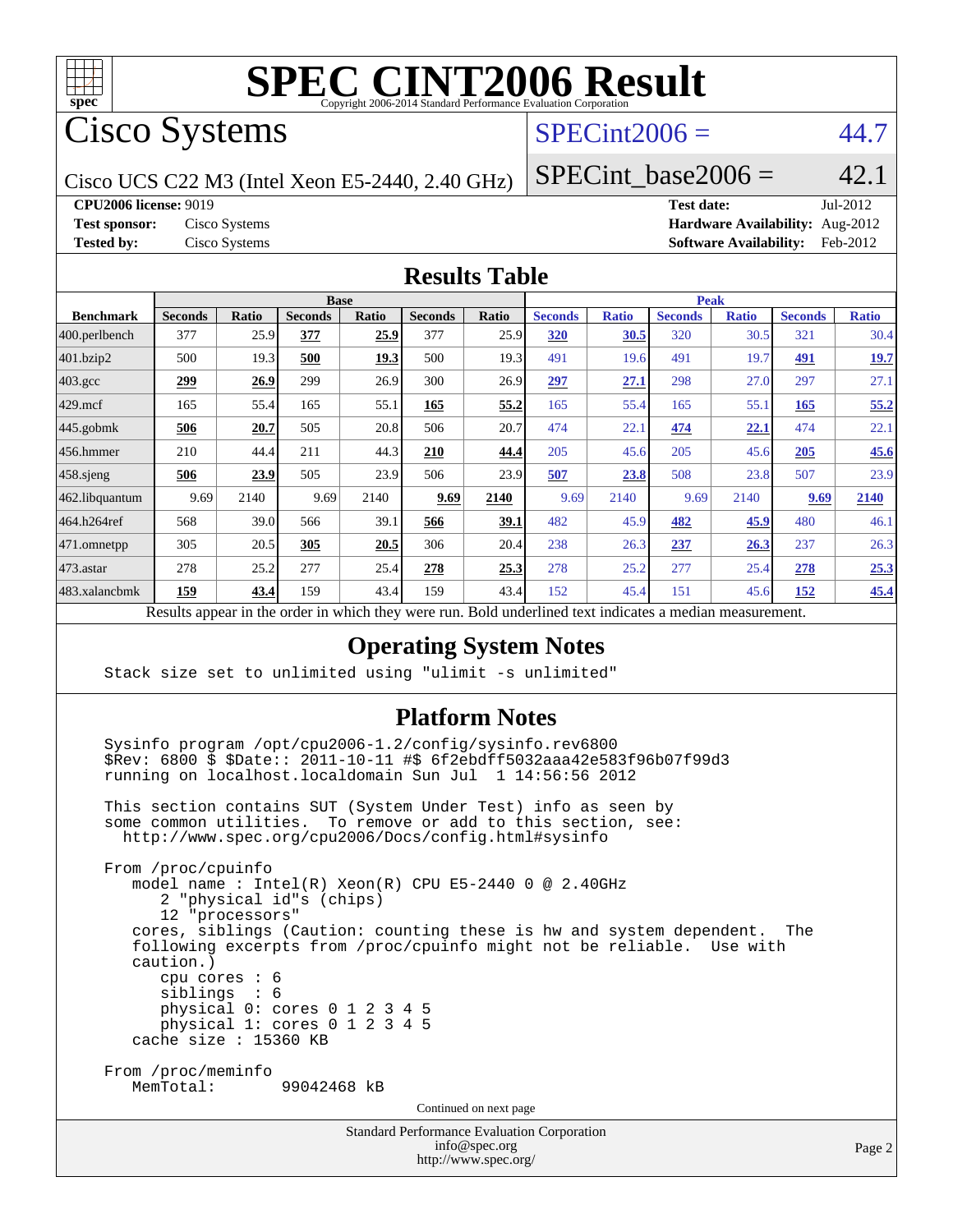# SPEC CINT2006 Result

Copyright 2006-2014 Standard Performance Evaluation Corporation

## Cisco Systems

Cisco UCS C22 M3 (Intel Xeon E5-2440, 2.40 GHz)

SPECint2006 = 44.7

SPECint_base2006 = 42.1

**CPU2006 license:** 9019
**Test sponsor:** Cisco Systems
**Tested by:** Cisco Systems

**Test date:** Jul-2012
**Hardware Availability:** Aug-2012
**Software Availability:** Feb-2012

## Results Table

| Benchmark | Base | | | | | | Peak | | | | | |
|---|---|---|---|---|---|---|---|---|---|---|---|---|
| | Seconds | Ratio | Seconds | Ratio | Seconds | Ratio | Seconds | Ratio | Seconds | Ratio | Seconds | Ratio |
| 400.perlbench | 377 | 25.9 | **377** | **25.9** | 377 | 25.9 | **320** | **30.5** | 320 | 30.5 | 321 | 30.4 |
| 401.bzip2 | 500 | 19.3 | **500** | **19.3** | 500 | 19.3 | 491 | 19.6 | 491 | 19.7 | **491** | **19.7** |
| 403.gcc | **299** | **26.9** | 299 | 26.9 | 300 | 26.9 | **297** | **27.1** | 298 | 27.0 | 297 | 27.1 |
| 429.mcf | 165 | 55.4 | 165 | 55.1 | **165** | **55.2** | 165 | 55.4 | 165 | 55.1 | **165** | **55.2** |
| 445.gobmk | **506** | **20.7** | 505 | 20.8 | 506 | 20.7 | 474 | 22.1 | **474** | **22.1** | 474 | 22.1 |
| 456.hmmer | 210 | 44.4 | 211 | 44.3 | **210** | **44.4** | 205 | 45.6 | 205 | 45.6 | **205** | **45.6** |
| 458.sjeng | **506** | **23.9** | 505 | 23.9 | 506 | 23.9 | **507** | **23.8** | 508 | 23.8 | 507 | 23.9 |
| 462.libquantum | 9.69 | 2140 | 9.69 | 2140 | **9.69** | **2140** | 9.69 | 2140 | 9.69 | 2140 | **9.69** | **2140** |
| 464.h264ref | 568 | 39.0 | 566 | 39.1 | **566** | **39.1** | 482 | 45.9 | **482** | **45.9** | 480 | 46.1 |
| 471.omnetpp | 305 | 20.5 | **305** | **20.5** | 306 | 20.4 | 238 | 26.3 | **237** | **26.3** | 237 | 26.3 |
| 473.astar | 278 | 25.2 | 277 | 25.4 | **278** | **25.3** | 278 | 25.2 | 277 | 25.4 | **278** | **25.3** |
| 483.xalancbmk | **159** | **43.4** | 159 | 43.4 | 159 | 43.4 | 152 | 45.4 | 151 | 45.6 | **152** | **45.4** |

Results appear in the order in which they were run. Bold underlined text indicates a median measurement.

## Operating System Notes

```
Stack size set to unlimited using "ulimit -s unlimited"
```

## Platform Notes

```
Sysinfo program /opt/cpu2006-1.2/config/sysinfo.rev6800
$Rev: 6800 $ $Date:: 2011-10-11 #$ 6f2ebdff5032aaa42e583f96b07f99d3
running on localhost.localdomain Sun Jul  1 14:56:56 2012

This section contains SUT (System Under Test) info as seen by
some common utilities.  To remove or add to this section, see:
  http://www.spec.org/cpu2006/Docs/config.html#sysinfo

From /proc/cpuinfo
   model name : Intel(R) Xeon(R) CPU E5-2440 0 @ 2.40GHz
      2 "physical id"s (chips)
      12 "processors"
   cores, siblings (Caution: counting these is hw and system dependent.  The
   following excerpts from /proc/cpuinfo might not be reliable.  Use with
   caution.)
      cpu cores : 6
      siblings  : 6
      physical 0: cores 0 1 2 3 4 5
      physical 1: cores 0 1 2 3 4 5
   cache size : 15360 KB

From /proc/meminfo
   MemTotal:       99042468 kB
```

Continued on next page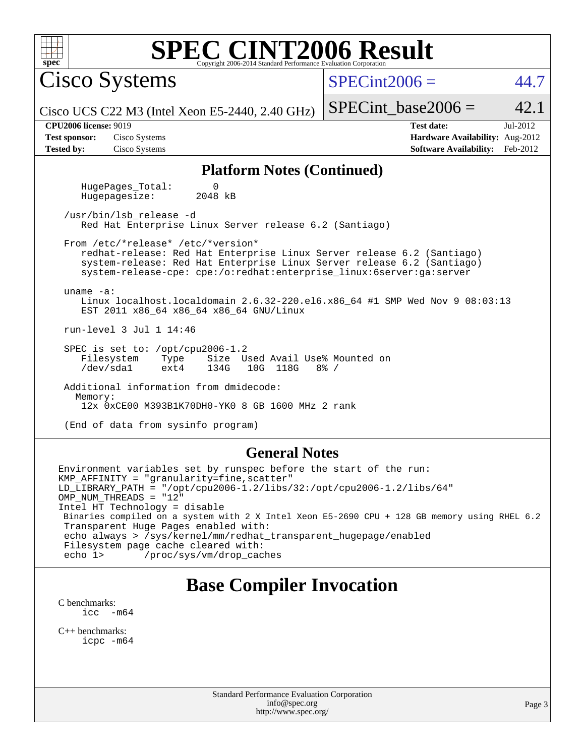## Platform Notes (Continued)

```
   HugePages_Total:       0
   Hugepagesize:       2048 kB

/usr/bin/lsb_release -d
   Red Hat Enterprise Linux Server release 6.2 (Santiago)

From /etc/*release* /etc/*version*
   redhat-release: Red Hat Enterprise Linux Server release 6.2 (Santiago)
   system-release: Red Hat Enterprise Linux Server release 6.2 (Santiago)
   system-release-cpe: cpe:/o:redhat:enterprise_linux:6server:ga:server

uname -a:
   Linux localhost.localdomain 2.6.32-220.el6.x86_64 #1 SMP Wed Nov 9 08:03:13
   EST 2011 x86_64 x86_64 x86_64 GNU/Linux

run-level 3 Jul 1 14:46

SPEC is set to: /opt/cpu2006-1.2
   Filesystem     Type    Size  Used Avail Use% Mounted on
   /dev/sda1      ext4    134G   10G  118G   8% /

Additional information from dmidecode:
  Memory:
   12x 0xCE00 M393B1K70DH0-YK0 8 GB 1600 MHz 2 rank

(End of data from sysinfo program)
```

## General Notes

```
Environment variables set by runspec before the start of the run:
KMP_AFFINITY = "granularity=fine,scatter"
LD_LIBRARY_PATH = "/opt/cpu2006-1.2/libs/32:/opt/cpu2006-1.2/libs/64"
OMP_NUM_THREADS = "12"
Intel HT Technology = disable
 Binaries compiled on a system with 2 X Intel Xeon E5-2690 CPU + 128 GB memory using RHEL 6.2
 Transparent Huge Pages enabled with:
 echo always > /sys/kernel/mm/redhat_transparent_hugepage/enabled
 Filesystem page cache cleared with:
 echo 1>       /proc/sys/vm/drop_caches
```

# Base Compiler Invocation

C benchmarks:
```
icc   -m64
```

C++ benchmarks:
```
icpc -m64
```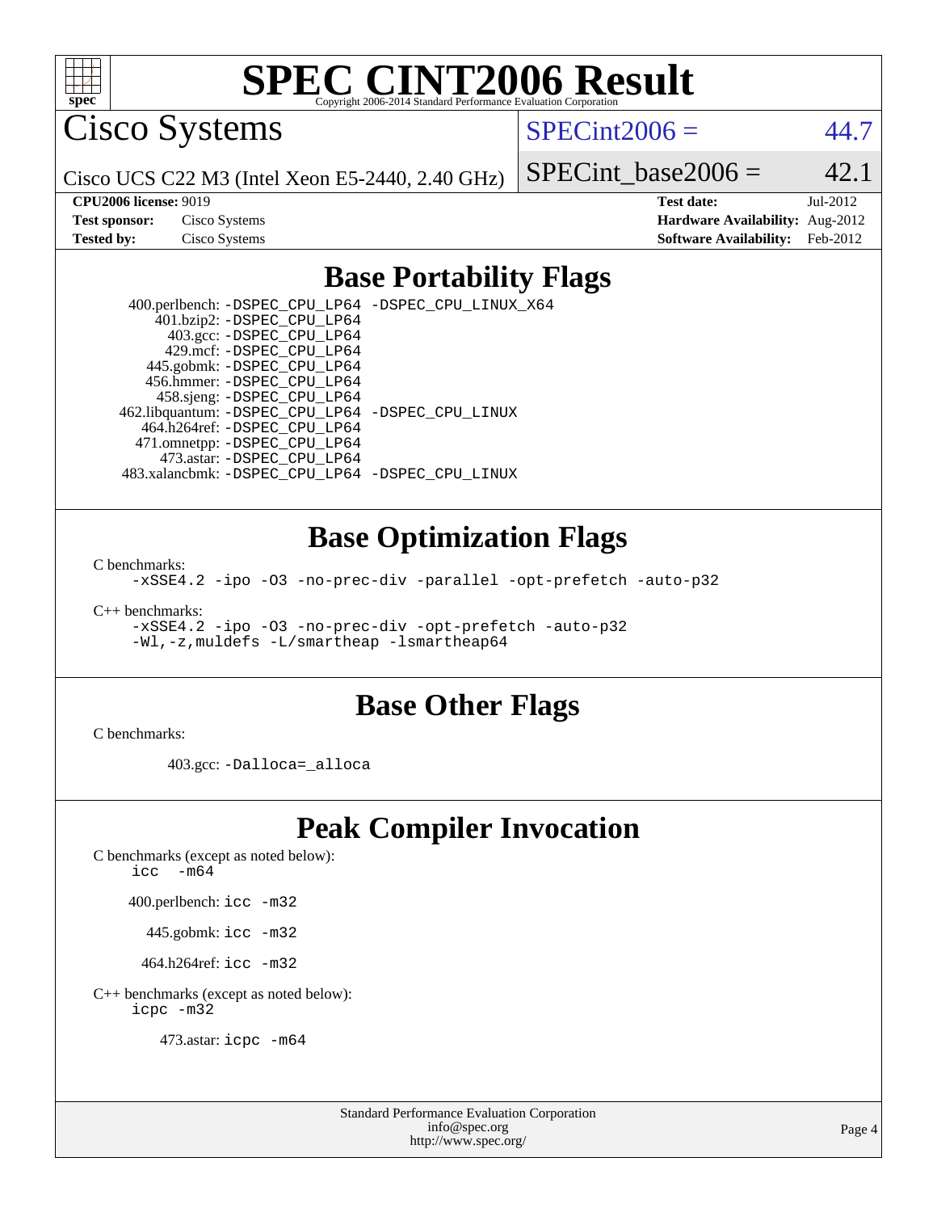# SPEC CINT2006 Result

Copyright 2006-2014 Standard Performance Evaluation Corporation

## Cisco Systems

Cisco UCS C22 M3 (Intel Xeon E5-2440, 2.40 GHz)

SPECint2006 = 44.7

SPECint_base2006 = 42.1

| | | | |
|---|---|---|---|
| **CPU2006 license:** 9019 | | **Test date:** | Jul-2012 |
| **Test sponsor:** | Cisco Systems | **Hardware Availability:** | Aug-2012 |
| **Tested by:** | Cisco Systems | **Software Availability:** | Feb-2012 |

## Base Portability Flags

400.perlbench: `-DSPEC_CPU_LP64 -DSPEC_CPU_LINUX_X64`
401.bzip2: `-DSPEC_CPU_LP64`
403.gcc: `-DSPEC_CPU_LP64`
429.mcf: `-DSPEC_CPU_LP64`
445.gobmk: `-DSPEC_CPU_LP64`
456.hmmer: `-DSPEC_CPU_LP64`
458.sjeng: `-DSPEC_CPU_LP64`
462.libquantum: `-DSPEC_CPU_LP64 -DSPEC_CPU_LINUX`
464.h264ref: `-DSPEC_CPU_LP64`
471.omnetpp: `-DSPEC_CPU_LP64`
473.astar: `-DSPEC_CPU_LP64`
483.xalancbmk: `-DSPEC_CPU_LP64 -DSPEC_CPU_LINUX`

## Base Optimization Flags

C benchmarks:
`-xSSE4.2 -ipo -O3 -no-prec-div -parallel -opt-prefetch -auto-p32`

C++ benchmarks:
`-xSSE4.2 -ipo -O3 -no-prec-div -opt-prefetch -auto-p32`
`-Wl,-z,muldefs -L/smartheap -lsmartheap64`

## Base Other Flags

C benchmarks:

403.gcc: `-Dalloca=_alloca`

## Peak Compiler Invocation

C benchmarks (except as noted below):
`icc -m64`

400.perlbench: `icc -m32`

445.gobmk: `icc -m32`

464.h264ref: `icc -m32`

C++ benchmarks (except as noted below):
`icpc -m32`

473.astar: `icpc -m64`

Standard Performance Evaluation Corporation
info@spec.org
http://www.spec.org/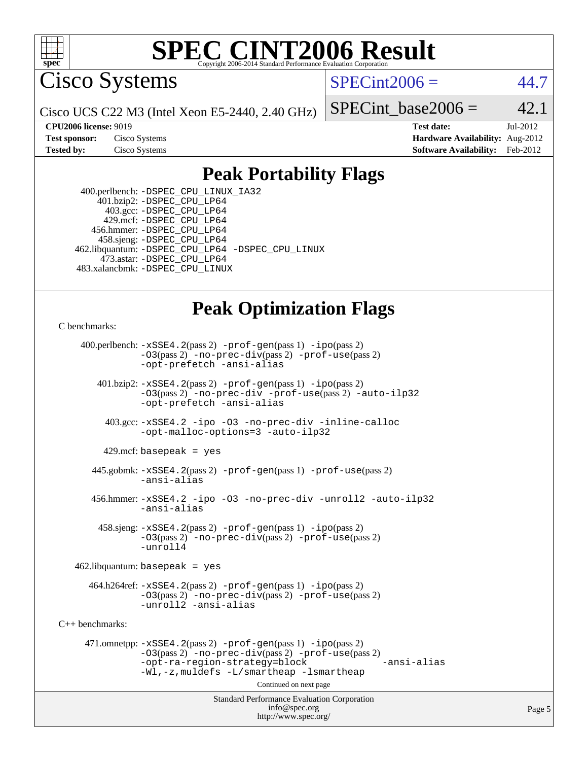# SPEC CINT2006 Result

Copyright 2006-2014 Standard Performance Evaluation Corporation

## Cisco Systems

Cisco UCS C22 M3 (Intel Xeon E5-2440, 2.40 GHz)

SPECint2006 = 44.7

SPECint_base2006 = 42.1

| | | | |
|---|---|---|---|
| **CPU2006 license:** 9019 | | **Test date:** | Jul-2012 |
| **Test sponsor:** | Cisco Systems | **Hardware Availability:** | Aug-2012 |
| **Tested by:** | Cisco Systems | **Software Availability:** | Feb-2012 |

## Peak Portability Flags

400.perlbench: `-DSPEC_CPU_LINUX_IA32`
401.bzip2: `-DSPEC_CPU_LP64`
403.gcc: `-DSPEC_CPU_LP64`
429.mcf: `-DSPEC_CPU_LP64`
456.hmmer: `-DSPEC_CPU_LP64`
458.sjeng: `-DSPEC_CPU_LP64`
462.libquantum: `-DSPEC_CPU_LP64 -DSPEC_CPU_LINUX`
473.astar: `-DSPEC_CPU_LP64`
483.xalancbmk: `-DSPEC_CPU_LINUX`

## Peak Optimization Flags

C benchmarks:

400.perlbench: `-xSSE4.2`(pass 2) `-prof-gen`(pass 1) `-ipo`(pass 2) `-O3`(pass 2) `-no-prec-div`(pass 2) `-prof-use`(pass 2) `-opt-prefetch -ansi-alias`

401.bzip2: `-xSSE4.2`(pass 2) `-prof-gen`(pass 1) `-ipo`(pass 2) `-O3`(pass 2) `-no-prec-div -prof-use`(pass 2) `-auto-ilp32 -opt-prefetch -ansi-alias`

403.gcc: `-xSSE4.2 -ipo -O3 -no-prec-div -inline-calloc -opt-malloc-options=3 -auto-ilp32`

429.mcf: `basepeak = yes`

445.gobmk: `-xSSE4.2`(pass 2) `-prof-gen`(pass 1) `-prof-use`(pass 2) `-ansi-alias`

456.hmmer: `-xSSE4.2 -ipo -O3 -no-prec-div -unroll2 -auto-ilp32 -ansi-alias`

458.sjeng: `-xSSE4.2`(pass 2) `-prof-gen`(pass 1) `-ipo`(pass 2) `-O3`(pass 2) `-no-prec-div`(pass 2) `-prof-use`(pass 2) `-unroll4`

462.libquantum: `basepeak = yes`

464.h264ref: `-xSSE4.2`(pass 2) `-prof-gen`(pass 1) `-ipo`(pass 2) `-O3`(pass 2) `-no-prec-div`(pass 2) `-prof-use`(pass 2) `-unroll2 -ansi-alias`

C++ benchmarks:

471.omnetpp: `-xSSE4.2`(pass 2) `-prof-gen`(pass 1) `-ipo`(pass 2) `-O3`(pass 2) `-no-prec-div`(pass 2) `-prof-use`(pass 2) `-opt-ra-region-strategy=block -ansi-alias -Wl,-z,muldefs -L/smartheap -lsmartheap`

Continued on next page

Standard Performance Evaluation Corporation
info@spec.org
http://www.spec.org/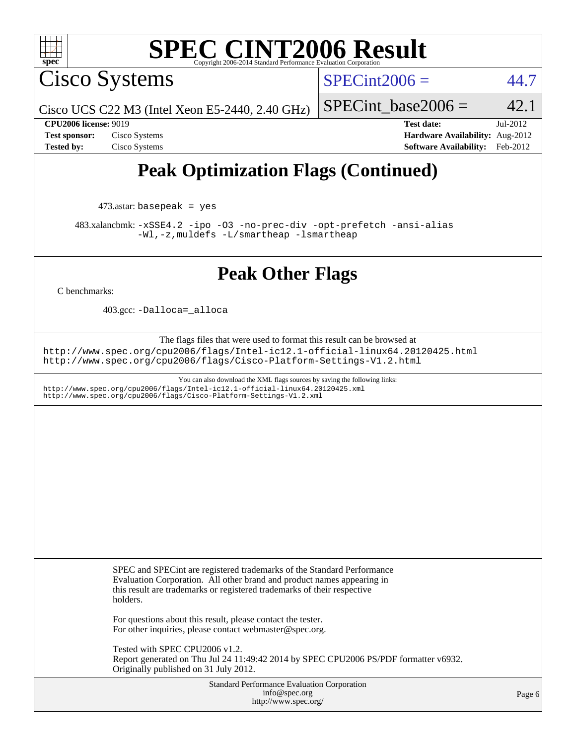# SPEC CINT2006 Result

Copyright 2006-2014 Standard Performance Evaluation Corporation

Cisco Systems

Cisco UCS C22 M3 (Intel Xeon E5-2440, 2.40 GHz)

SPECint2006 = 44.7

SPECint_base2006 = 42.1

**CPU2006 license:** 9019
**Test sponsor:** Cisco Systems
**Tested by:** Cisco Systems

**Test date:** Jul-2012
**Hardware Availability:** Aug-2012
**Software Availability:** Feb-2012

## Peak Optimization Flags (Continued)

473.astar: `basepeak = yes`

483.xalancbmk: `-xSSE4.2 -ipo -O3 -no-prec-div -opt-prefetch -ansi-alias -Wl,-z,muldefs -L/smartheap -lsmartheap`

## Peak Other Flags

C benchmarks:

403.gcc: `-Dalloca=_alloca`

The flags files that were used to format this result can be browsed at
http://www.spec.org/cpu2006/flags/Intel-ic12.1-official-linux64.20120425.html
http://www.spec.org/cpu2006/flags/Cisco-Platform-Settings-V1.2.html

You can also download the XML flags sources by saving the following links:
http://www.spec.org/cpu2006/flags/Intel-ic12.1-official-linux64.20120425.xml
http://www.spec.org/cpu2006/flags/Cisco-Platform-Settings-V1.2.xml

SPEC and SPECint are registered trademarks of the Standard Performance Evaluation Corporation. All other brand and product names appearing in this result are trademarks or registered trademarks of their respective holders.

For questions about this result, please contact the tester.
For other inquiries, please contact webmaster@spec.org.

Tested with SPEC CPU2006 v1.2.
Report generated on Thu Jul 24 11:49:42 2014 by SPEC CPU2006 PS/PDF formatter v6932.
Originally published on 31 July 2012.

Standard Performance Evaluation Corporation
info@spec.org
http://www.spec.org/